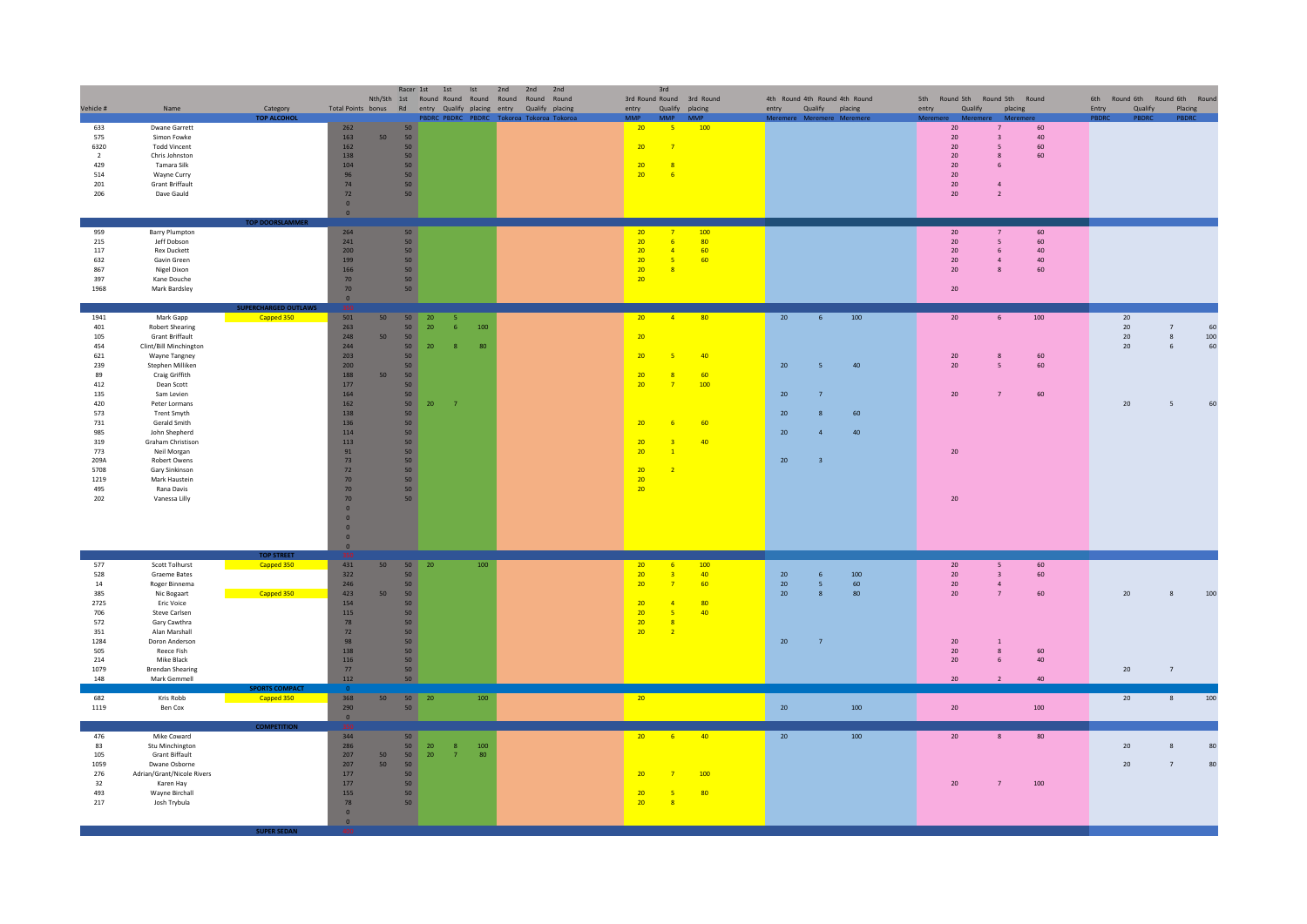| Vehicle # | Name | Category | Total Points | Nth/5th bonus | Racer 1st Rd | 1st Round entry | 1st Round Qualify | Ist Round placing | 2nd Round entry | 2nd Round Qualify | 2nd Round placing | 3rd Round entry | 3rd Round Qualify | 3rd Round placing | 4th Round entry | 4th Round Qualify | 4th Round placing | 5th Round entry | 5th Round Qualify | 5th Round placing | 6th Round Entry | 6th Round Qualify | 6th Round Placing |
|---|---|---|---|---|---|---|---|---|---|---|---|---|---|---|---|---|---|---|---|---|---|---|---|
| | | | | | | PBDRC | PBDRC | PBDRC | Tokoroa | Tokoroa | Tokoroa | MMP | MMP | MMP | Meremere | Meremere | Meremere | Meremere | Meremere | Meremere | PBDRC | PBDRC | PBDRC |
| | | **TOP ALCOHOL** | | | | | | | | | | | | | | | | | | | | | |
| 633 | Dwane Garrett | | 262 | | 50 | | | | | | | 20 | 5 | 100 | | | | 20 | 7 | 60 | | | |
| 575 | Simon Fowke | | 163 | 50 | 50 | | | | | | | | | | | | | 20 | 3 | 40 | | | |
| 6320 | Todd Vincent | | 162 | | 50 | | | | | | | 20 | 7 | | | | | 20 | 5 | 60 | | | |
| 2 | Chris Johnston | | 138 | | 50 | | | | | | | | | | | | | 20 | 8 | 60 | | | |
| 429 | Tamara Silk | | 104 | | 50 | | | | | | | 20 | 8 | | | | | 20 | 6 | | | | |
| 514 | Wayne Curry | | 96 | | 50 | | | | | | | 20 | 6 | | | | | 20 | | | | | |
| 201 | Grant Briffault | | 74 | | 50 | | | | | | | | | | | | | 20 | 4 | | | | |
| 206 | Dave Gauld | | 72 | | 50 | | | | | | | | | | | | | 20 | 2 | | | | |
| | | | 0 | | | | | | | | | | | | | | | | | | | | |
| | | | 0 | | | | | | | | | | | | | | | | | | | | |
| | | **TOP DOORSLAMMER** | | | | | | | | | | | | | | | | | | | | | |
| 959 | Barry Plumpton | | 264 | | 50 | | | | | | | 20 | 7 | 100 | | | | 20 | 7 | 60 | | | |
| 215 | Jeff Dobson | | 241 | | 50 | | | | | | | 20 | 6 | 80 | | | | 20 | 5 | 60 | | | |
| 117 | Rex Duckett | | 200 | | 50 | | | | | | | 20 | 4 | 60 | | | | 20 | 6 | 40 | | | |
| 632 | Gavin Green | | 199 | | 50 | | | | | | | 20 | 5 | 60 | | | | 20 | 4 | 40 | | | |
| 867 | Nigel Dixon | | 166 | | 50 | | | | | | | 20 | 8 | | | | | 20 | 8 | 60 | | | |
| 397 | Kane Douche | | 70 | | 50 | | | | | | | 20 | | | | | | | | | | | |
| 1968 | Mark Bardsley | | 70 | | 50 | | | | | | | | | | | | | 20 | | | | | |
| | | | 0 | | | | | | | | | | | | | | | | | | | | |
| | | **SUPERCHARGED OUTLAWS** | | | | | | | | | | | | | | | | | | | | | |
| 1941 | Mark Gapp | Capped 350 | 501 | 50 | 50 | 20 | 5 | | | | | 20 | 4 | 80 | 20 | 6 | 100 | 20 | 6 | 100 | 20 | | |
| 401 | Robert Shearing | | 263 | | 50 | 20 | 6 | 100 | | | | | | | | | | | | | 20 | 7 | 60 |
| 105 | Grant Briffault | | 248 | 50 | 50 | | | | | | | 20 | | | | | | | | | 20 | 8 | 100 |
| 454 | Clint/Bill Minchington | | 244 | | 50 | 20 | 8 | 80 | | | | | | | | | | | | | 20 | 6 | 60 |
| 621 | Wayne Tangney | | 203 | | 50 | | | | | | | 20 | 5 | 40 | | | | 20 | 8 | 60 | | | |
| 239 | Stephen Milliken | | 200 | | 50 | | | | | | | | | | 20 | 5 | 40 | 20 | 5 | 60 | | | |
| 89 | Craig Griffith | | 188 | 50 | 50 | | | | | | | 20 | 8 | 60 | | | | | | | | | |
| 412 | Dean Scott | | 177 | | 50 | | | | | | | 20 | 7 | 100 | | | | | | | | | |
| 135 | Sam Levien | | 164 | | 50 | | | | | | | | | | 20 | 7 | | 20 | 7 | 60 | | | |
| 420 | Peter Lormans | | 162 | | 50 | 20 | 7 | | | | | | | | | | | | | | 20 | 5 | 60 |
| 573 | Trent Smyth | | 138 | | 50 | | | | | | | | | | 20 | 8 | 60 | | | | | | |
| 731 | Gerald Smith | | 136 | | 50 | | | | | | | 20 | 6 | 60 | | | | | | | | | |
| 985 | John Shepherd | | 114 | | 50 | | | | | | | | | | 20 | 4 | 40 | | | | | | |
| 319 | Graham Christison | | 113 | | 50 | | | | | | | 20 | 3 | 40 | | | | | | | | | |
| 773 | Neil Morgan | | 91 | | 50 | | | | | | | 20 | 1 | | | | | 20 | | | | | |
| 209A | Robert Owens | | 73 | | 50 | | | | | | | | | | 20 | 3 | | | | | | | |
| 5708 | Gary Sinkinson | | 72 | | 50 | | | | | | | 20 | 2 | | | | | | | | | | |
| 1219 | Mark Haustein | | 70 | | 50 | | | | | | | 20 | | | | | | | | | | | |
| 495 | Rana Davis | | 70 | | 50 | | | | | | | 20 | | | | | | | | | | | |
| 202 | Vanessa Lilly | | 70 | | 50 | | | | | | | | | | | | | 20 | | | | | |
| | | | 0 | | | | | | | | | | | | | | | | | | | | |
| | | | 0 | | | | | | | | | | | | | | | | | | | | |
| | | | 0 | | | | | | | | | | | | | | | | | | | | |
| | | | 0 | | | | | | | | | | | | | | | | | | | | |
| | | | 0 | | | | | | | | | | | | | | | | | | | | |
| | | **TOP STREET** | | | | | | | | | | | | | | | | | | | | | |
| 577 | Scott Tolhurst | Capped 350 | 431 | 50 | 50 | 20 | | 100 | | | | 20 | 6 | 100 | | | | 20 | 5 | 60 | | | |
| 528 | Graeme Bates | | 322 | | 50 | | | | | | | 20 | 3 | 40 | 20 | 6 | 100 | 20 | 3 | 60 | | | |
| 14 | Roger Binnema | | 246 | | 50 | | | | | | | 20 | 7 | 60 | 20 | 5 | 60 | 20 | 4 | | | | |
| 385 | Nic Bogaart | Capped 350 | 423 | 50 | 50 | | | | | | | | | | 20 | 8 | 80 | 20 | 7 | 60 | 20 | 8 | 100 |
| 2725 | Eric Voice | | 154 | | 50 | | | | | | | 20 | 4 | 80 | | | | | | | | | |
| 706 | Steve Carlsen | | 115 | | 50 | | | | | | | 20 | 5 | 40 | | | | | | | | | |
| 572 | Gary Cawthra | | 78 | | 50 | | | | | | | 20 | 8 | | | | | | | | | | |
| 351 | Alan Marshall | | 72 | | 50 | | | | | | | 20 | 2 | | | | | | | | | | |
| 1284 | Doron Anderson | | 98 | | 50 | | | | | | | | | | 20 | 7 | | 20 | 1 | | | | |
| 505 | Reece Fish | | 138 | | 50 | | | | | | | | | | | | | 20 | 8 | 60 | | | |
| 214 | Mike Black | | 116 | | 50 | | | | | | | | | | | | | 20 | 6 | 40 | | | |
| 1079 | Brendan Shearing | | 77 | | 50 | | | | | | | | | | | | | | | | 20 | 7 | |
| 148 | Mark Gemmell | | 112 | | 50 | | | | | | | | | | | | | 20 | 2 | 40 | | | |
| | | **SPORTS COMPACT** | 0 | | | | | | | | | | | | | | | | | | | | |
| 682 | Kris Robb | Capped 350 | 368 | 50 | 50 | 20 | | 100 | | | | 20 | | | | | | | | | 20 | 8 | 100 |
| 1119 | Ben Cox | | 290 | | 50 | | | | | | | | | | 20 | | 100 | 20 | | 100 | | | |
| | | | 0 | | | | | | | | | | | | | | | | | | | | |
| | | **COMPETITION** | | | | | | | | | | | | | | | | | | | | | |
| 476 | Mike Coward | | 344 | | 50 | | | | | | | 20 | 6 | 40 | 20 | | 100 | 20 | 8 | 80 | | | |
| 83 | Stu Minchington | | 286 | | 50 | 20 | 8 | 100 | | | | | | | | | | | | | 20 | 8 | 80 |
| 105 | Grant Biffault | | 207 | 50 | 50 | 20 | 7 | 80 | | | | | | | | | | | | | | | |
| 1059 | Dwane Osborne | | 207 | 50 | 50 | | | | | | | | | | | | | | | | 20 | 7 | 80 |
| 276 | Adrian/Grant/Nicole Rivers | | 177 | | 50 | | | | | | | 20 | 7 | 100 | | | | | | | | | |
| 32 | Karen Hay | | 177 | | 50 | | | | | | | | | | | | | 20 | 7 | 100 | | | |
| 493 | Wayne Birchall | | 155 | | 50 | | | | | | | 20 | 5 | 80 | | | | | | | | | |
| 217 | Josh Trybula | | 78 | | 50 | | | | | | | 20 | 8 | | | | | | | | | | |
| | | | 0 | | | | | | | | | | | | | | | | | | | | |
| | | | 0 | | | | | | | | | | | | | | | | | | | | |
| | | **SUPER SEDAN** | | | | | | | | | | | | | | | | | | | | | |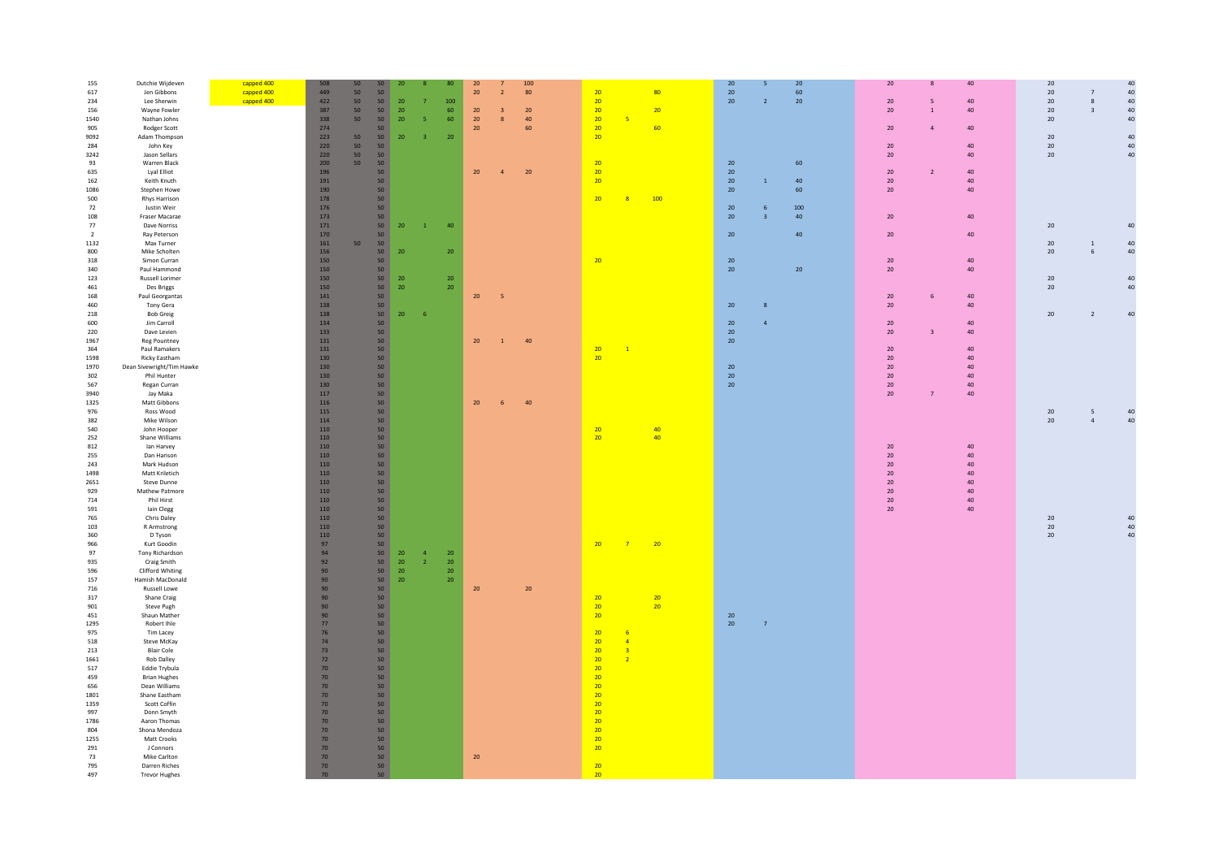| | | | | | | | | | | | | | | | | | | | | | | | |
|---|---|---|---|---|---|---|---|---|---|---|---|---|---|---|---|---|---|---|---|---|---|---|---|
| 155 | Dutchie Wijdeven | capped 400 | 508 | 50 | 50 | 20 | 8 | 80 | 20 | 7 | 100 | | | | 20 | 5 | 20 | 20 | 8 | 40 | 20 | | 40 |
| 617 | Jen Gibbons | capped 400 | 449 | 50 | 50 | | | | 20 | 2 | 80 | 20 | | 80 | 20 | | 60 | | | | 20 | 7 | 40 |
| 234 | Lee Sherwin | capped 400 | 422 | 50 | 50 | 20 | 7 | 100 | | | | 20 | | | 20 | 2 | 20 | 20 | 5 | 40 | 20 | 8 | 40 |
| 156 | Wayne Fowler | | 387 | 50 | 50 | 20 | | 60 | 20 | 3 | 20 | 20 | | 20 | | | | 20 | 1 | 40 | 20 | 3 | 40 |
| 1540 | Nathan Johns | | 338 | 50 | 50 | 20 | 5 | 60 | 20 | 8 | 40 | 20 | 5 | | | | | | | | 20 | | 40 |
| 905 | Rodger Scott | | 274 | | 50 | | | | 20 | | 60 | 20 | | 60 | | | | 20 | 4 | 40 | | | |
| 9092 | Adam Thompson | | 223 | 50 | 50 | 20 | 3 | 20 | | | | 20 | | | | | | | | | 20 | | 40 |
| 284 | John Key | | 220 | 50 | 50 | | | | | | | | | | | | | 20 | | 40 | 20 | | 40 |
| 3242 | Jason Sellars | | 220 | 50 | 50 | | | | | | | | | | | | | 20 | | 40 | 20 | | 40 |
| 93 | Warren Black | | 200 | 50 | 50 | | | | | | | 20 | | | 20 | | 60 | | | | | | |
| 635 | Lyal Elliot | | 196 | | 50 | | | | 20 | 4 | 20 | 20 | | | 20 | | | 20 | 2 | 40 | | | |
| 162 | Keith Knuth | | 191 | | 50 | | | | | | | 20 | | | 20 | 1 | 40 | 20 | | 40 | | | |
| 1086 | Stephen Howe | | 190 | | 50 | | | | | | | | | | 20 | | 60 | 20 | | 40 | | | |
| 500 | Rhys Harrison | | 178 | | 50 | | | | | | | 20 | 8 | 100 | | | | | | | | | |
| 72 | Justin Weir | | 176 | | 50 | | | | | | | | | | 20 | 6 | 100 | | | | | | |
| 108 | Fraser Macarae | | 173 | | 50 | | | | | | | | | | 20 | 3 | 40 | 20 | | 40 | | | |
| 77 | Dave Norriss | | 171 | | 50 | 20 | 1 | 40 | | | | | | | | | | | | | 20 | | 40 |
| 2 | Ray Peterson | | 170 | | 50 | | | | | | | | | | 20 | | 40 | 20 | | 40 | | | |
| 1132 | Max Turner | | 161 | 50 | 50 | | | | | | | | | | | | | | | | 20 | 1 | 40 |
| 800 | Mike Scholten | | 156 | | 50 | 20 | | 20 | | | | | | | | | | | | | 20 | 6 | 40 |
| 318 | Simon Curran | | 150 | | 50 | | | | | | | 20 | | | 20 | | | 20 | | 40 | | | |
| 340 | Paul Hammond | | 150 | | 50 | | | | | | | | | | 20 | | 20 | 20 | | 40 | | | |
| 123 | Russell Lorimer | | 150 | | 50 | 20 | | 20 | | | | | | | | | | | | | 20 | | 40 |
| 461 | Des Briggs | | 150 | | 50 | 20 | | 20 | | | | | | | | | | | | | 20 | | 40 |
| 168 | Paul Georgantas | | 141 | | 50 | | | | 20 | 5 | | | | | | | | 20 | 6 | 40 | | | |
| 460 | Tony Gera | | 138 | | 50 | | | | | | | | | | 20 | 8 | | 20 | | 40 | | | |
| 218 | Bob Greig | | 138 | | 50 | 20 | 6 | | | | | | | | | | | | | | 20 | 2 | 40 |
| 600 | Jim Carroll | | 134 | | 50 | | | | | | | | | | 20 | 4 | | 20 | | 40 | | | |
| 220 | Dave Levien | | 133 | | 50 | | | | | | | | | | 20 | | | 20 | 3 | 40 | | | |
| 1967 | Reg Pountney | | 131 | | 50 | | | | 20 | 1 | 40 | | | | 20 | | | | | | | | |
| 364 | Paul Ramakers | | 131 | | 50 | | | | | | | 20 | 1 | | | | | 20 | | 40 | | | |
| 1598 | Ricky Eastham | | 130 | | 50 | | | | | | | 20 | | | | | | 20 | | 40 | | | |
| 1970 | Dean Sivewright/Tim Hawke | | 130 | | 50 | | | | | | | | | | 20 | | | 20 | | 40 | | | |
| 302 | Phil Hunter | | 130 | | 50 | | | | | | | | | | 20 | | | 20 | | 40 | | | |
| 567 | Regan Curran | | 130 | | 50 | | | | | | | | | | 20 | | | 20 | | 40 | | | |
| 3940 | Jay Maka | | 117 | | 50 | | | | | | | | | | | | | 20 | 7 | 40 | | | |
| 1325 | Matt Gibbons | | 116 | | 50 | | | | 20 | 6 | 40 | | | | | | | | | | | | |
| 976 | Ross Wood | | 115 | | 50 | | | | | | | | | | | | | | | | 20 | 5 | 40 |
| 382 | Mike Wilson | | 114 | | 50 | | | | | | | | | | | | | | | | 20 | 4 | 40 |
| 540 | John Hooper | | 110 | | 50 | | | | | | | 20 | | 40 | | | | | | | | | |
| 252 | Shane Williams | | 110 | | 50 | | | | | | | 20 | | 40 | | | | | | | | | |
| 812 | Ian Harvey | | 110 | | 50 | | | | | | | | | | | | | 20 | | 40 | | | |
| 255 | Dan Harison | | 110 | | 50 | | | | | | | | | | | | | 20 | | 40 | | | |
| 243 | Mark Hudson | | 110 | | 50 | | | | | | | | | | | | | 20 | | 40 | | | |
| 1498 | Matt Kriletich | | 110 | | 50 | | | | | | | | | | | | | 20 | | 40 | | | |
| 2651 | Steve Dunne | | 110 | | 50 | | | | | | | | | | | | | 20 | | 40 | | | |
| 929 | Mathew Patmore | | 110 | | 50 | | | | | | | | | | | | | 20 | | 40 | | | |
| 714 | Phil Hirst | | 110 | | 50 | | | | | | | | | | | | | 20 | | 40 | | | |
| 591 | Iain Clegg | | 110 | | 50 | | | | | | | | | | | | | 20 | | 40 | | | |
| 765 | Chris Daley | | 110 | | 50 | | | | | | | | | | | | | | | | 20 | | 40 |
| 103 | R Armstrong | | 110 | | 50 | | | | | | | | | | | | | | | | 20 | | 40 |
| 360 | D Tyson | | 110 | | 50 | | | | | | | | | | | | | | | | 20 | | 40 |
| 966 | Kurt Goodin | | 97 | | 50 | | | | | | | 20 | 7 | 20 | | | | | | | | | |
| 97 | Tony Richardson | | 94 | | 50 | 20 | 4 | 20 | | | | | | | | | | | | | | | |
| 935 | Craig Smith | | 92 | | 50 | 20 | 2 | 20 | | | | | | | | | | | | | | | |
| 596 | Clifford Whiting | | 90 | | 50 | 20 | | 20 | | | | | | | | | | | | | | | |
| 157 | Hamish MacDonald | | 90 | | 50 | 20 | | 20 | | | | | | | | | | | | | | | |
| 716 | Russell Lowe | | 90 | | 50 | | | | 20 | | 20 | | | | | | | | | | | | |
| 317 | Shane Craig | | 90 | | 50 | | | | | | | 20 | | 20 | | | | | | | | | |
| 901 | Steve Pugh | | 90 | | 50 | | | | | | | 20 | | 20 | | | | | | | | | |
| 451 | Shaun Mather | | 90 | | 50 | | | | | | | 20 | | | 20 | | | | | | | | |
| 1295 | Robert Ihle | | 77 | | 50 | | | | | | | | | | 20 | 7 | | | | | | | |
| 975 | Tim Lacey | | 76 | | 50 | | | | | | | 20 | 6 | | | | | | | | | | |
| 518 | Steve McKay | | 74 | | 50 | | | | | | | 20 | 4 | | | | | | | | | | |
| 213 | Blair Cole | | 73 | | 50 | | | | | | | 20 | 3 | | | | | | | | | | |
| 1661 | Rob Dalley | | 72 | | 50 | | | | | | | 20 | 2 | | | | | | | | | | |
| 517 | Eddie Trybula | | 70 | | 50 | | | | | | | 20 | | | | | | | | | | | |
| 459 | Brian Hughes | | 70 | | 50 | | | | | | | 20 | | | | | | | | | | | |
| 656 | Dean Williams | | 70 | | 50 | | | | | | | 20 | | | | | | | | | | | |
| 1801 | Shane Eastham | | 70 | | 50 | | | | | | | 20 | | | | | | | | | | | |
| 1359 | Scott Coffin | | 70 | | 50 | | | | | | | 20 | | | | | | | | | | | |
| 997 | Donn Smyth | | 70 | | 50 | | | | | | | 20 | | | | | | | | | | | |
| 1786 | Aaron Thomas | | 70 | | 50 | | | | | | | 20 | | | | | | | | | | | |
| 804 | Shona Mendoza | | 70 | | 50 | | | | | | | 20 | | | | | | | | | | | |
| 1255 | Matt Crooks | | 70 | | 50 | | | | | | | 20 | | | | | | | | | | | |
| 291 | J Connors | | 70 | | 50 | | | | | | | 20 | | | | | | | | | | | |
| 73 | Mike Carlton | | 70 | | 50 | | | | 20 | | | | | | | | | | | | | | |
| 795 | Darren Riches | | 70 | | 50 | | | | | | | 20 | | | | | | | | | | | |
| 497 | Trevor Hughes | | 70 | | 50 | | | | | | | 20 | | | | | | | | | | | |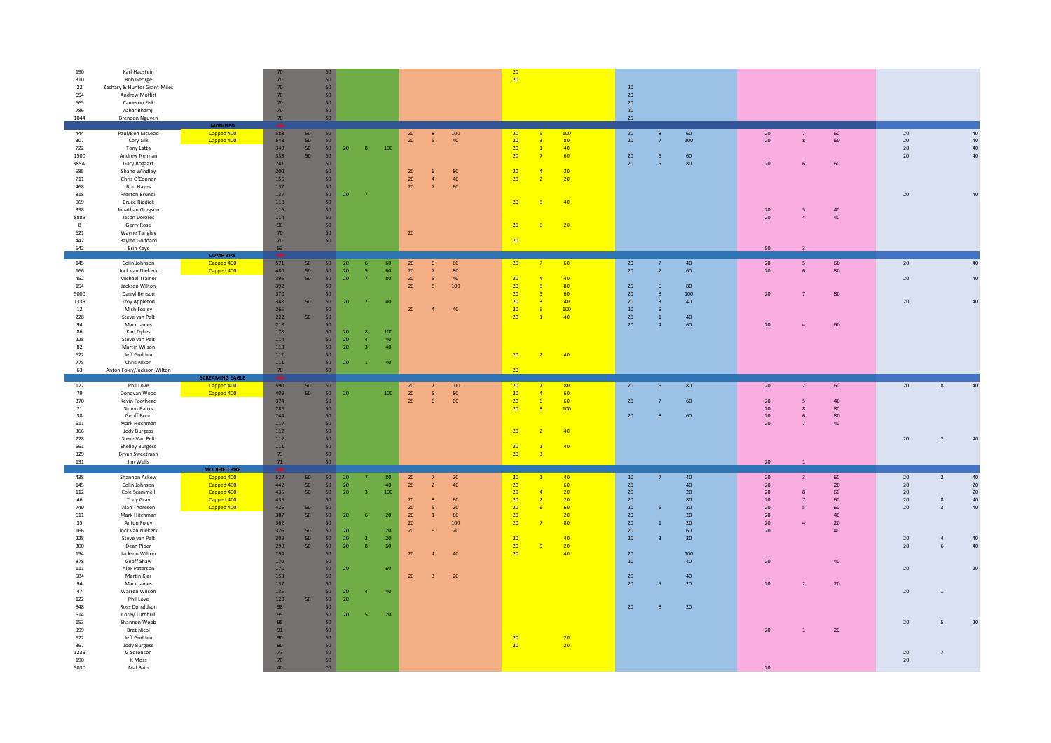| | | | | | | | | | | | | | | | | | | | | | | | |
|---|---|---|---|---|---|---|---|---|---|---|---|---|---|---|---|---|---|---|---|---|---|---|---|
| 190 | Karl Haustein | | 70 | | 50 | | | | | | | 20 | | | | | | | | | | | |
| 310 | Bob George | | 70 | | 50 | | | | | | | 20 | | | | | | | | | | | |
| 22 | Zachary & Hunter Grant-Miles | | 70 | | 50 | | | | | | | | | | 20 | | | | | | | | |
| 654 | Andrew Moffitt | | 70 | | 50 | | | | | | | | | | 20 | | | | | | | | |
| 665 | Cameron Fisk | | 70 | | 50 | | | | | | | | | | 20 | | | | | | | | |
| 786 | Azhar Bhamji | | 70 | | 50 | | | | | | | | | | 20 | | | | | | | | |
| 1044 | Brendon Nguyen | | 70 | | 50 | | | | | | | | | | 20 | | | | | | | | |
| | | MODIFIED | | | | | | | | | | | | | | | | | | | | | |
| 444 | Paul/Ben McLeod | Capped 400 | 588 | 50 | 50 | | | | 20 | 8 | 100 | 20 | 5 | 100 | 20 | 8 | 60 | 20 | 7 | 60 | 20 | | 40 |
| 307 | Cory Silk | Capped 400 | 543 | 50 | 50 | | | | 20 | 5 | 40 | 20 | 3 | 80 | 20 | 7 | 100 | 20 | 8 | 60 | 20 | | 40 |
| 722 | Tony Latta | | 349 | 50 | 50 | 20 | 8 | 100 | | | | 20 | 1 | 40 | | | | | | | 20 | | 40 |
| 1500 | Andrew Neiman | | 333 | 50 | 50 | | | | | | | 20 | 7 | 60 | 20 | 6 | 60 | | | | 20 | | 40 |
| 385A | Gary Bogaart | | 241 | | 50 | | | | | | | | | | 20 | 5 | 80 | 20 | 6 | 60 | | | |
| 585 | Shane Windley | | 200 | | 50 | | | | 20 | 6 | 80 | 20 | 4 | 20 | | | | | | | | | |
| 711 | Chris O'Connor | | 156 | | 50 | | | | 20 | 4 | 40 | 20 | 2 | 20 | | | | | | | | | |
| 468 | Brin Hayes | | 137 | | 50 | | | | 20 | 7 | 60 | | | | | | | | | | | | |
| 818 | Preston Brunell | | 137 | | 50 | 20 | 7 | | | | | | | | | | | | | | 20 | | 40 |
| 969 | Bruce Riddick | | 118 | | 50 | | | | | | | 20 | 8 | 40 | | | | | | | | | |
| 338 | Jonathan Gregson | | 115 | | 50 | | | | | | | | | | | | | 20 | 5 | 40 | | | |
| 8889 | Jason Dolores | | 114 | | 50 | | | | | | | | | | | | | 20 | 4 | 40 | | | |
| 8 | Gerry Rose | | 96 | | 50 | | | | | | | 20 | 6 | 20 | | | | | | | | | |
| 621 | Wayne Tangley | | 70 | | 50 | | | | 20 | | | | | | | | | | | | | | |
| 442 | Baylee Goddard | | 70 | | 50 | | | | | | | 20 | | | | | | | | | | | |
| 642 | Erin Keys | | 53 | | | | | | | | | | | | | | | 50 | 3 | | | | |
| | | COMP BIKE | | | | | | | | | | | | | | | | | | | | | |
| 145 | Colin Johnson | Capped 400 | 571 | 50 | 50 | 20 | 6 | 60 | 20 | 6 | 60 | 20 | 7 | 60 | 20 | 7 | 40 | 20 | 5 | 60 | 20 | | 40 |
| 166 | Jock van Niekerk | Capped 400 | 480 | 50 | 50 | 20 | 5 | 60 | 20 | 7 | 80 | | | | 20 | 2 | 60 | 20 | 6 | 80 | | | |
| 452 | Michael Trainor | | 396 | 50 | 50 | 20 | 7 | 80 | 20 | 5 | 40 | 20 | 4 | 40 | | | | | | | 20 | | 40 |
| 154 | Jackson Wilton | | 392 | | 50 | | | | 20 | 8 | 100 | 20 | 8 | 80 | 20 | 6 | 80 | | | | | | |
| 5000 | Darryl Benson | | 370 | | 50 | | | | | | | 20 | 5 | 60 | 20 | 8 | 100 | 20 | 7 | 80 | | | |
| 1339 | Troy Appleton | | 348 | 50 | 50 | 20 | 2 | 40 | | | | 20 | 3 | 40 | 20 | 3 | 40 | | | | 20 | | 40 |
| 12 | Mish Foxley | | 265 | | 50 | | | | 20 | 4 | 40 | 20 | 6 | 100 | 20 | 5 | | | | | | | |
| 228 | Steve van Pelt | | 222 | 50 | 50 | | | | | | | 20 | 1 | 40 | 20 | 1 | 40 | | | | | | |
| 94 | Mark James | | 218 | | 50 | | | | | | | | | | 20 | 4 | 60 | 20 | 4 | 60 | | | |
| 86 | Karl Dykes | | 178 | | 50 | 20 | 8 | 100 | | | | | | | | | | | | | | | |
| 228 | Steve van Pelt | | 114 | | 50 | 20 | 4 | 40 | | | | | | | | | | | | | | | |
| 82 | Martin Wilson | | 113 | | 50 | 20 | 3 | 40 | | | | | | | | | | | | | | | |
| 622 | Jeff Godden | | 112 | | 50 | | | | | | | 20 | 2 | 40 | | | | | | | | | |
| 775 | Chris Nixon | | 111 | | 50 | 20 | 1 | 40 | | | | | | | | | | | | | | | |
| 63 | Anton Foley/Jackson Wilton | | 70 | | 50 | | | | | | | 20 | | | | | | | | | | | |
| | | SCREAMING EAGLE | | | | | | | | | | | | | | | | | | | | | |
| 122 | Phil Love | Capped 400 | 590 | 50 | 50 | | | | 20 | 7 | 100 | 20 | 7 | 80 | 20 | 6 | 80 | 20 | 2 | 60 | 20 | 8 | 40 |
| 79 | Donovan Wood | Capped 400 | 409 | 50 | 50 | 20 | | 100 | 20 | 5 | 80 | 20 | 4 | 60 | | | | | | | | | |
| 370 | Kevin Foothead | | 374 | | 50 | | | | 20 | 6 | 60 | 20 | 6 | 60 | 20 | 7 | 60 | 20 | 5 | 40 | | | |
| 21 | Simon Banks | | 286 | | 50 | | | | | | | 20 | 8 | 100 | | | | 20 | 8 | 80 | | | |
| 38 | Geoff Bond | | 244 | | 50 | | | | | | | | | | 20 | 8 | 60 | 20 | 6 | 80 | | | |
| 611 | Mark Hitchman | | 117 | | 50 | | | | | | | | | | | | | 20 | 7 | 40 | | | |
| 366 | Jody Burgess | | 112 | | 50 | | | | | | | 20 | 2 | 40 | | | | | | | | | |
| 228 | Steve Van Pelt | | 112 | | 50 | | | | | | | | | | | | | | | | 20 | 2 | 40 |
| 661 | Shelley Burgess | | 111 | | 50 | | | | | | | 20 | 1 | 40 | | | | | | | | | |
| 329 | Bryan Sweetman | | 73 | | 50 | | | | | | | 20 | 3 | | | | | | | | | | |
| 131 | Jim Wells | | 71 | | 50 | | | | | | | | | | | | | 20 | 1 | | | | |
| | | MODIFIED BIKE | | | | | | | | | | | | | | | | | | | | | |
| 438 | Shannon Askew | Capped 400 | 527 | 50 | 50 | 20 | 7 | 80 | 20 | 7 | 20 | 20 | 1 | 40 | 20 | 7 | 40 | 20 | 3 | 60 | 20 | 2 | 40 |
| 145 | Colin Johnson | Capped 400 | 442 | 50 | 50 | 20 | | 40 | 20 | 2 | 40 | 20 | | 60 | 20 | | 40 | 20 | | 20 | 20 | | 20 |
| 112 | Cole Scammell | Capped 400 | 435 | 50 | 50 | 20 | 3 | 100 | | | | 20 | 4 | 20 | 20 | | 20 | 20 | 8 | 60 | 20 | | 20 |
| 46 | Tony Gray | Capped 400 | 435 | | 50 | | | | 20 | 8 | 60 | 20 | 2 | 20 | 20 | | 80 | 20 | 7 | 60 | 20 | 8 | 40 |
| 740 | Alan Thoresen | Capped 400 | 425 | 50 | 50 | | | | 20 | 5 | 20 | 20 | 6 | 60 | 20 | 6 | 20 | 20 | 5 | 60 | 20 | 3 | 40 |
| 611 | Mark Hitchman | | 387 | 50 | 50 | 20 | 6 | 20 | 20 | 1 | 80 | 20 | | 20 | 20 | | 20 | 20 | | 40 | | | |
| 35 | Anton Foley | | 362 | | 50 | | | | 20 | | 100 | 20 | 7 | 80 | 20 | 1 | 20 | 20 | 4 | 20 | | | |
| 166 | Jock van Niekerk | | 326 | 50 | 50 | 20 | | 20 | 20 | 6 | 20 | | | | 20 | | 60 | 20 | | 40 | | | |
| 228 | Steve van Pelt | | 309 | 50 | 50 | 20 | 2 | 20 | | | | 20 | | 40 | 20 | 3 | 20 | | | | 20 | 4 | 40 |
| 300 | Dean Piper | | 299 | 50 | 50 | 20 | 8 | 60 | | | | 20 | 5 | 20 | | | | | | | 20 | 6 | 40 |
| 154 | Jackson Wilton | | 294 | | 50 | | | | 20 | 4 | 40 | 20 | | 40 | 20 | | 100 | | | | | | |
| 878 | Geoff Shaw | | 170 | | 50 | | | | | | | | | | 20 | | 40 | 20 | | 40 | | | |
| 111 | Alex Paterson | | 170 | | 50 | 20 | | 60 | | | | | | | | | | | | | 20 | | 20 |
| 584 | Martin Kjar | | 153 | | 50 | | | | 20 | 3 | 20 | | | | 20 | | 40 | | | | | | |
| 94 | Mark James | | 137 | | 50 | | | | | | | | | | 20 | 5 | 20 | 20 | 2 | 20 | | | |
| 47 | Warren Wilson | | 135 | | 50 | 20 | 4 | 40 | | | | | | | | | | | | | 20 | 1 | |
| 122 | Phil Love | | 120 | 50 | 50 | 20 | | | | | | | | | | | | | | | | | |
| 848 | Ross Donaldson | | 98 | | 50 | | | | | | | | | | 20 | 8 | 20 | | | | | | |
| 614 | Corey Turnbull | | 95 | | 50 | 20 | 5 | 20 | | | | | | | | | | | | | | | |
| 153 | Shannon Webb | | 95 | | 50 | | | | | | | | | | | | | | | | 20 | 5 | 20 |
| 999 | Bret Nicol | | 91 | | 50 | | | | | | | | | | | | | 20 | 1 | 20 | | | |
| 622 | Jeff Godden | | 90 | | 50 | | | | | | | 20 | | 20 | | | | | | | | | |
| 367 | Jody Burgess | | 90 | | 50 | | | | | | | 20 | | 20 | | | | | | | | | |
| 1239 | G Sorenson | | 77 | | 50 | | | | | | | | | | | | | | | | 20 | 7 | |
| 190 | K Moss | | 70 | | 50 | | | | | | | | | | | | | | | | 20 | | |
| 5030 | Mal Bain | | 40 | | 20 | | | | | | | | | | | | | 20 | | | | | |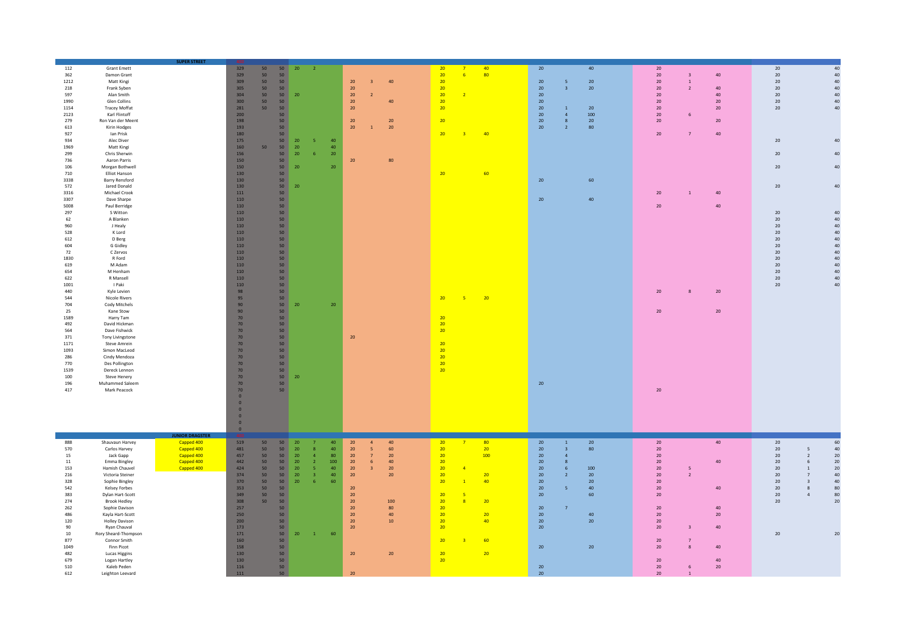| No. | Name | | Total | | | | | | | | | | | | | | | | | | | | |
|---|---|---|---|---|---|---|---|---|---|---|---|---|---|---|---|---|---|---|---|---|---|---|---|
| | | **SUPER STREET** | | | | | | | | | | | | | | | | | | | | | |
| 112 | Grant Emett | | 329 | 50 | 50 | 20 | 2 | | | | | 20 | 7 | 40 | 20 | | 40 | 20 | | | 20 | | 40 |
| 362 | Damon Grant | | 329 | 50 | 50 | | | | | | | 20 | 6 | 80 | | | | 20 | 3 | 40 | 20 | | 40 |
| 1212 | Matt Kingi | | 309 | 50 | 50 | | | | 20 | 3 | 40 | 20 | | | 20 | 5 | 20 | 20 | 1 | | 20 | | 40 |
| 218 | Frank Syben | | 305 | 50 | 50 | | | | 20 | | | 20 | | | 20 | 3 | 20 | 20 | 2 | 40 | 20 | | 40 |
| 597 | Alan Smith | | 304 | 50 | 50 | 20 | | | 20 | 2 | | 20 | 2 | | 20 | | | 20 | | 40 | 20 | | 40 |
| 1990 | Glen Collins | | 300 | 50 | 50 | | | | 20 | | 40 | 20 | | | 20 | | | 20 | | 20 | 20 | | 40 |
| 1154 | Tracey Moffat | | 281 | 50 | 50 | | | | 20 | | | 20 | | | 20 | 1 | 20 | 20 | | 20 | 20 | | 40 |
| 2123 | Karl Flintoff | | 200 | | 50 | | | | | | | | | | 20 | 4 | 100 | 20 | 6 | | | | |
| 279 | Ron Van der Meent | | 198 | | 50 | | | | 20 | | 20 | 20 | | | 20 | 8 | 20 | 20 | | 20 | | | |
| 613 | Kirin Hodges | | 193 | | 50 | | | | 20 | 1 | 20 | | | | 20 | 2 | 80 | | | | | | |
| 927 | Ian Prisk | | 180 | | 50 | | | | | | | 20 | 3 | 40 | | | | 20 | 7 | 40 | | | |
| 934 | Alec Diver | | 175 | | 50 | 20 | 5 | 40 | | | | | | | | | | | | | 20 | | 40 |
| 1969 | Matt Kingi | | 160 | 50 | 50 | 20 | | 40 | | | | | | | | | | | | | | | |
| 299 | Chris Sherwin | | 156 | | 50 | 20 | 6 | 20 | | | | | | | | | | | | | 20 | | 40 |
| 736 | Aaron Parris | | 150 | | 50 | | | | 20 | | 80 | | | | | | | | | | | | |
| 106 | Morgan Bothwell | | 150 | | 50 | 20 | | 20 | | | | | | | | | | | | | 20 | | 40 |
| 710 | Elliot Hanson | | 130 | | 50 | | | | | | | 20 | | 60 | | | | | | | | | |
| 3338 | Barry Rensford | | 130 | | 50 | | | | | | | | | | 20 | | 60 | | | | | | |
| 572 | Jared Donald | | 130 | | 50 | 20 | | | | | | | | | | | | | | | 20 | | 40 |
| 3316 | Michael Crook | | 111 | | 50 | | | | | | | | | | | | | 20 | 1 | 40 | | | |
| 3307 | Dave Sharpe | | 110 | | 50 | | | | | | | | | | 20 | | 40 | | | | | | |
| 5008 | Paul Berridge | | 110 | | 50 | | | | | | | | | | | | | 20 | | 40 | | | |
| 297 | S Witton | | 110 | | 50 | | | | | | | | | | | | | | | | 20 | | 40 |
| 62 | A Blanken | | 110 | | 50 | | | | | | | | | | | | | | | | 20 | | 40 |
| 960 | J Healy | | 110 | | 50 | | | | | | | | | | | | | | | | 20 | | 40 |
| 528 | K Lord | | 110 | | 50 | | | | | | | | | | | | | | | | 20 | | 40 |
| 612 | D Berg | | 110 | | 50 | | | | | | | | | | | | | | | | 20 | | 40 |
| 604 | G Gidley | | 110 | | 50 | | | | | | | | | | | | | | | | 20 | | 40 |
| 72 | C Zervos | | 110 | | 50 | | | | | | | | | | | | | | | | 20 | | 40 |
| 1830 | R Ford | | 110 | | 50 | | | | | | | | | | | | | | | | 20 | | 40 |
| 619 | M Adam | | 110 | | 50 | | | | | | | | | | | | | | | | 20 | | 40 |
| 654 | M Henham | | 110 | | 50 | | | | | | | | | | | | | | | | 20 | | 40 |
| 622 | R Mansell | | 110 | | 50 | | | | | | | | | | | | | | | | 20 | | 40 |
| 1001 | I Paki | | 110 | | 50 | | | | | | | | | | | | | | | | 20 | | 40 |
| 440 | Kyle Levien | | 98 | | 50 | | | | | | | | | | | | | 20 | 8 | 20 | | | |
| 544 | Nicole Rivers | | 95 | | 50 | | | | | | | 20 | 5 | 20 | | | | | | | | | |
| 704 | Cody Mitchels | | 90 | | 50 | 20 | | 20 | | | | | | | | | | | | | | | |
| 25 | Kane Stow | | 90 | | 50 | | | | | | | | | | | | | 20 | | 20 | | | |
| 1589 | Harry Tam | | 70 | | 50 | | | | | | | 20 | | | | | | | | | | | |
| 492 | David Hickman | | 70 | | 50 | | | | | | | 20 | | | | | | | | | | | |
| 564 | Dave Fishwick | | 70 | | 50 | | | | | | | 20 | | | | | | | | | | | |
| 371 | Tony Livingstone | | 70 | | 50 | | | | 20 | | | | | | | | | | | | | | |
| 1171 | Steve Amrein | | 70 | | 50 | | | | | | | 20 | | | | | | | | | | | |
| 1093 | Simon MacLeod | | 70 | | 50 | | | | | | | 20 | | | | | | | | | | | |
| 286 | Cindy Mendoza | | 70 | | 50 | | | | | | | 20 | | | | | | | | | | | |
| 770 | Des Pollington | | 70 | | 50 | | | | | | | 20 | | | | | | | | | | | |
| 1539 | Dereck Lennon | | 70 | | 50 | | | | | | | 20 | | | | | | | | | | | |
| 100 | Steve Henery | | 70 | | 50 | 20 | | | | | | | | | | | | | | | | | |
| 196 | Muhammed Saleem | | 70 | | 50 | | | | | | | | | | 20 | | | | | | | | |
| 417 | Mark Peacock | | 70 | | 50 | | | | | | | | | | | | | 20 | | | | | |
| | | | 0 | | | | | | | | | | | | | | | | | | | | |
| | | | 0 | | | | | | | | | | | | | | | | | | | | |
| | | | 0 | | | | | | | | | | | | | | | | | | | | |
| | | | 0 | | | | | | | | | | | | | | | | | | | | |
| | | | 0 | | | | | | | | | | | | | | | | | | | | |
| | | | 0 | | | | | | | | | | | | | | | | | | | | |
| | | **JUNIOR DRAGSTER** | | | | | | | | | | | | | | | | | | | | | |
| 888 | Shauvaun Harvey | Capped 400 | 519 | 50 | 50 | 20 | 7 | 40 | 20 | 4 | 40 | 20 | 7 | 80 | 20 | 1 | 20 | 20 | | 40 | 20 | | 60 |
| 570 | Carlos Harvey | Capped 400 | 481 | 50 | 50 | 20 | 8 | 40 | 20 | 5 | 60 | 20 | | 20 | 20 | 3 | 80 | 20 | | | 20 | 5 | 40 |
| 15 | Jack Gapp | Capped 400 | 457 | 50 | 50 | 20 | 4 | 80 | 20 | 7 | 20 | 20 | | 100 | 20 | 4 | | 20 | | | 20 | 2 | 20 |
| 11 | Emma Bingley | Capped 400 | 442 | 50 | 50 | 20 | 2 | 100 | 20 | 6 | 40 | 20 | | | 20 | 8 | | 20 | | 40 | 20 | 6 | 20 |
| 153 | Hamish Chauvel | Capped 400 | 424 | 50 | 50 | 20 | 5 | 40 | 20 | 3 | 20 | 20 | 4 | | 20 | 6 | 100 | 20 | 5 | | 20 | 1 | 20 |
| 216 | Victoria Steiner | | 374 | 50 | 50 | 20 | 3 | 40 | 20 | | 20 | 20 | | 20 | 20 | 2 | 20 | 20 | 2 | | 20 | 7 | 40 |
| 328 | Sophie Bingley | | 370 | 50 | 50 | 20 | 6 | 60 | | | | 20 | 1 | 40 | 20 | | 20 | 20 | | | 20 | 3 | 40 |
| 542 | Kelsey Forbes | | 353 | 50 | 50 | | | | 20 | | | | | | 20 | 5 | 40 | 20 | | 40 | 20 | 8 | 80 |
| 383 | Dylan Hart-Scott | | 349 | 50 | 50 | | | | 20 | | | 20 | 5 | | 20 | | 60 | 20 | | | 20 | 4 | 80 |
| 274 | Brook Hedley | | 308 | 50 | 50 | | | | 20 | | 100 | 20 | 8 | 20 | | | | | | | 20 | | 20 |
| 262 | Sophie Davison | | 257 | | 50 | | | | 20 | | 80 | 20 | | | 20 | 7 | | 20 | | 40 | | | |
| 486 | Kayla Hart-Scott | | 250 | | 50 | | | | 20 | | 40 | 20 | | 20 | 20 | | 40 | 20 | | 20 | | | |
| 120 | Holley Davison | | 200 | | 50 | | | | 20 | | 10 | 20 | | 40 | 20 | | 20 | 20 | | | | | |
| 90 | Ryan Chauval | | 173 | | 50 | | | | 20 | | | 20 | | | 20 | | | 20 | 3 | 40 | | | |
| 10 | Rory Sheard-Thompson | | 171 | | 50 | 20 | 1 | 60 | | | | | | | | | | | | | 20 | | 20 |
| 877 | Connor Smith | | 160 | | 50 | | | | | | | 20 | 3 | 60 | | | | 20 | 7 | | | | |
| 1049 | Finn Picot | | 158 | | 50 | | | | | | | | | | 20 | | 20 | 20 | 8 | 40 | | | |
| 482 | Lucas Higgins | | 130 | | 50 | | | | 20 | | 20 | 20 | | 20 | | | | | | | | | |
| 679 | Logan Hartley | | 130 | | 50 | | | | | | | 20 | | | | | | 20 | | 40 | | | |
| 510 | Kaleb Peden | | 116 | | 50 | | | | | | | | | | 20 | | | 20 | 6 | 20 | | | |
| 612 | Leighton Leevard | | 111 | | 50 | | | | 20 | | | | | | 20 | | | 20 | 1 | | | | |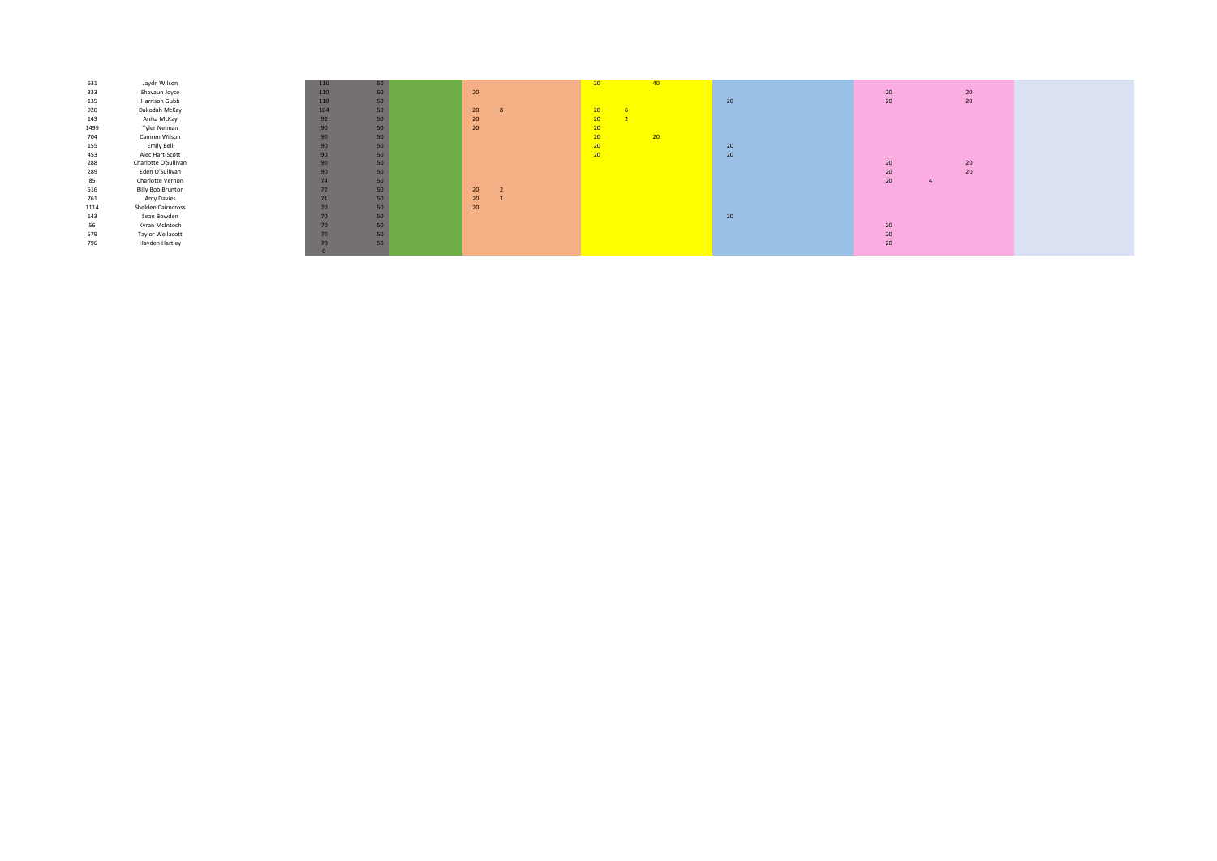| | | | | | | | | | | | | | | |
|---|---|---|---|---|---|---|---|---|---|---|---|---|---|---|
| 631 | Jaydn Wilson | 110 | 50 | | | | 20 | | 40 | | 20 | | 20 | |
| 333 | Shavaun Joyce | 110 | 50 | | 20 | | | | | | 20 | | 20 | |
| 135 | Harrison Gubb | 110 | 50 | | | | | | | 20 | 20 | | 20 | |
| 920 | Dakodah McKay | 104 | 50 | | 20 | 8 | 20 | 6 | | | | | | |
| 143 | Anika McKay | 92 | 50 | | 20 | | 20 | 2 | | | | | | |
| 1499 | Tyler Neiman | 90 | 50 | | 20 | | 20 | | | | | | | |
| 704 | Camren Wilson | 90 | 50 | | | | 20 | | 20 | | | | | |
| 155 | Emily Bell | 90 | 50 | | | | 20 | | | 20 | | | | |
| 453 | Alec Hart-Scott | 90 | 50 | | | | 20 | | | 20 | | | | |
| 288 | Charlotte O'Sullivan | 90 | 50 | | | | | | | | 20 | | 20 | |
| 289 | Eden O'Sullivan | 90 | 50 | | | | | | | | 20 | | 20 | |
| 85 | Charlotte Vernon | 74 | 50 | | | | | | | | 20 | 4 | | |
| 516 | Billy Bob Brunton | 72 | 50 | | 20 | 2 | | | | | | | | |
| 761 | Amy Davies | 71 | 50 | | 20 | 1 | | | | | | | | |
| 1114 | Shelden Cairncross | 70 | 50 | | 20 | | | | | | | | | |
| 143 | Sean Bowden | 70 | 50 | | | | | | | 20 | | | | |
| 56 | Kyran McIntosh | 70 | 50 | | | | | | | | 20 | | | |
| 579 | Taylor Wellacott | 70 | 50 | | | | | | | | 20 | | | |
| 796 | Hayden Hartley | 70 | 50 | | | | | | | | 20 | | | |
| | | 0 | | | | | | | | | | | | |